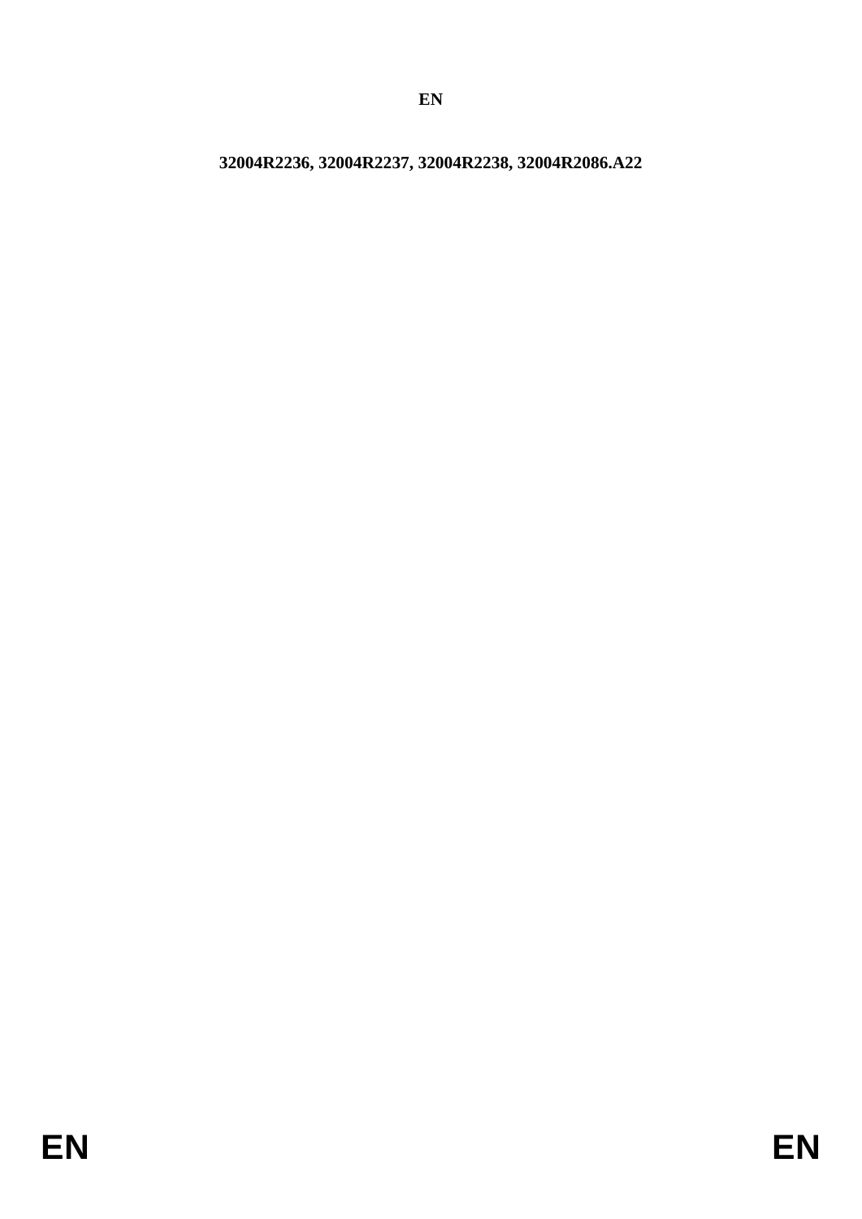**EN**

**32004R2236, 32004R2237, 32004R2238, 32004R2086.A22**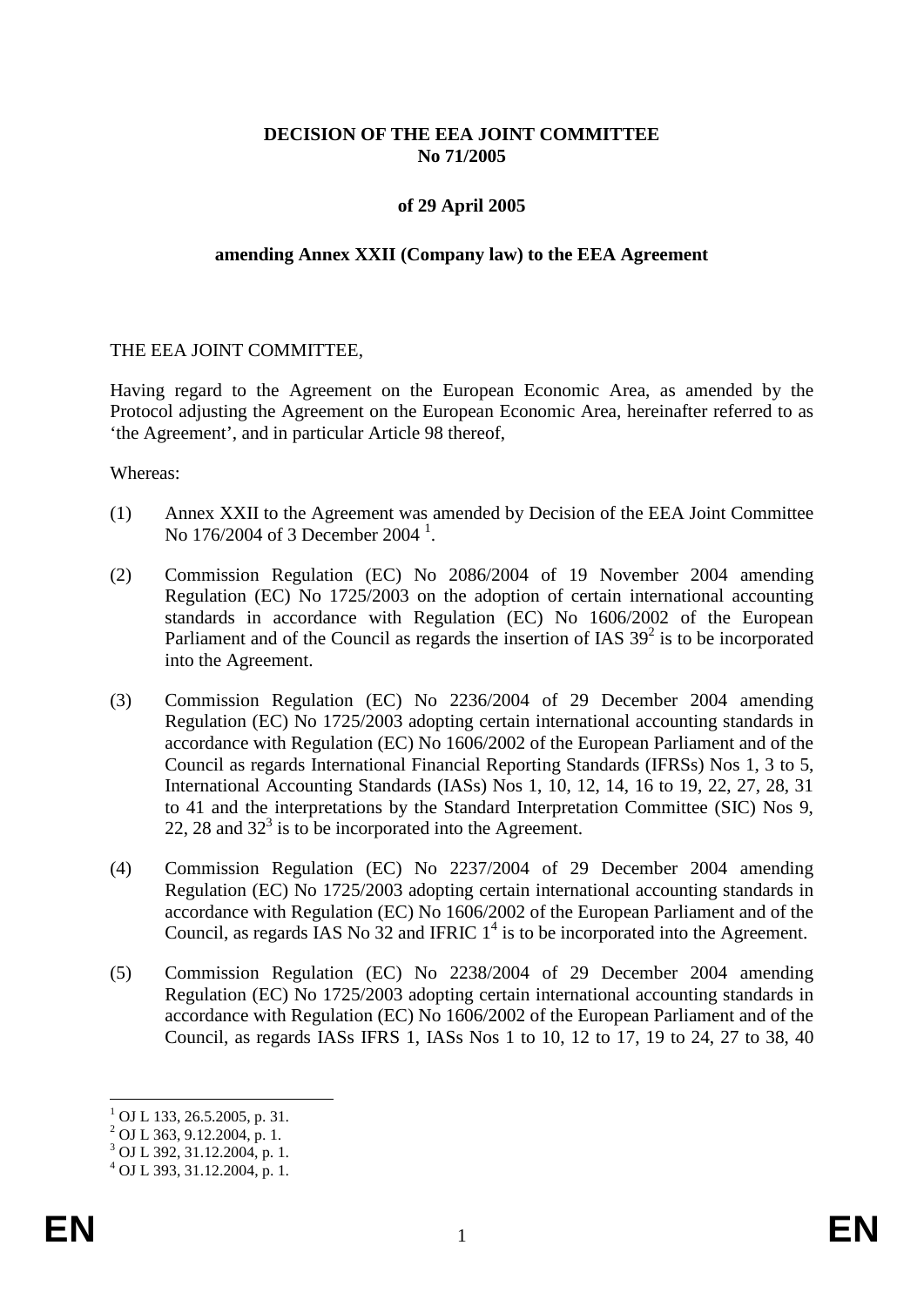**DECISION OF THE EEA JOINT COMMITTEE**
**No 71/2005**

**of 29 April 2005**

**amending Annex XXII (Company law) to the EEA Agreement**

THE EEA JOINT COMMITTEE,

Having regard to the Agreement on the European Economic Area, as amended by the Protocol adjusting the Agreement on the European Economic Area, hereinafter referred to as 'the Agreement', and in particular Article 98 thereof,

Whereas:

(1) Annex XXII to the Agreement was amended by Decision of the EEA Joint Committee No 176/2004 of 3 December 2004 [1].

(2) Commission Regulation (EC) No 2086/2004 of 19 November 2004 amending Regulation (EC) No 1725/2003 on the adoption of certain international accounting standards in accordance with Regulation (EC) No 1606/2002 of the European Parliament and of the Council as regards the insertion of IAS 39[2] is to be incorporated into the Agreement.

(3) Commission Regulation (EC) No 2236/2004 of 29 December 2004 amending Regulation (EC) No 1725/2003 adopting certain international accounting standards in accordance with Regulation (EC) No 1606/2002 of the European Parliament and of the Council as regards International Financial Reporting Standards (IFRSs) Nos 1, 3 to 5, International Accounting Standards (IASs) Nos 1, 10, 12, 14, 16 to 19, 22, 27, 28, 31 to 41 and the interpretations by the Standard Interpretation Committee (SIC) Nos 9, 22, 28 and 32[3] is to be incorporated into the Agreement.

(4) Commission Regulation (EC) No 2237/2004 of 29 December 2004 amending Regulation (EC) No 1725/2003 adopting certain international accounting standards in accordance with Regulation (EC) No 1606/2002 of the European Parliament and of the Council, as regards IAS No 32 and IFRIC 1[4] is to be incorporated into the Agreement.

(5) Commission Regulation (EC) No 2238/2004 of 29 December 2004 amending Regulation (EC) No 1725/2003 adopting certain international accounting standards in accordance with Regulation (EC) No 1606/2002 of the European Parliament and of the Council, as regards IASs IFRS 1, IASs Nos 1 to 10, 12 to 17, 19 to 24, 27 to 38, 40

---

[1] OJ L 133, 26.5.2005, p. 31.
[2] OJ L 363, 9.12.2004, p. 1.
[3] OJ L 392, 31.12.2004, p. 1.
[4] OJ L 393, 31.12.2004, p. 1.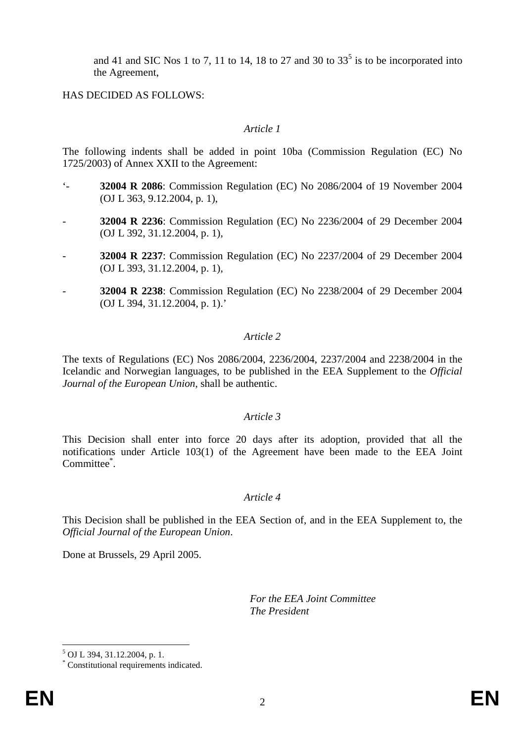and 41 and SIC Nos 1 to 7, 11 to 14, 18 to 27 and 30 to 33[5] is to be incorporated into the Agreement,

HAS DECIDED AS FOLLOWS:

*Article 1*

The following indents shall be added in point 10ba (Commission Regulation (EC) No 1725/2003) of Annex XXII to the Agreement:

'- **32004 R 2086**: Commission Regulation (EC) No 2086/2004 of 19 November 2004 (OJ L 363, 9.12.2004, p. 1),

- **32004 R 2236**: Commission Regulation (EC) No 2236/2004 of 29 December 2004 (OJ L 392, 31.12.2004, p. 1),

- **32004 R 2237**: Commission Regulation (EC) No 2237/2004 of 29 December 2004 (OJ L 393, 31.12.2004, p. 1),

- **32004 R 2238**: Commission Regulation (EC) No 2238/2004 of 29 December 2004 (OJ L 394, 31.12.2004, p. 1).'

*Article 2*

The texts of Regulations (EC) Nos 2086/2004, 2236/2004, 2237/2004 and 2238/2004 in the Icelandic and Norwegian languages, to be published in the EEA Supplement to the *Official Journal of the European Union*, shall be authentic.

*Article 3*

This Decision shall enter into force 20 days after its adoption, provided that all the notifications under Article 103(1) of the Agreement have been made to the EEA Joint Committee[*].

*Article 4*

This Decision shall be published in the EEA Section of, and in the EEA Supplement to, the *Official Journal of the European Union*.

Done at Brussels, 29 April 2005.

*For the EEA Joint Committee*
*The President*

[5] OJ L 394, 31.12.2004, p. 1.

[*] Constitutional requirements indicated.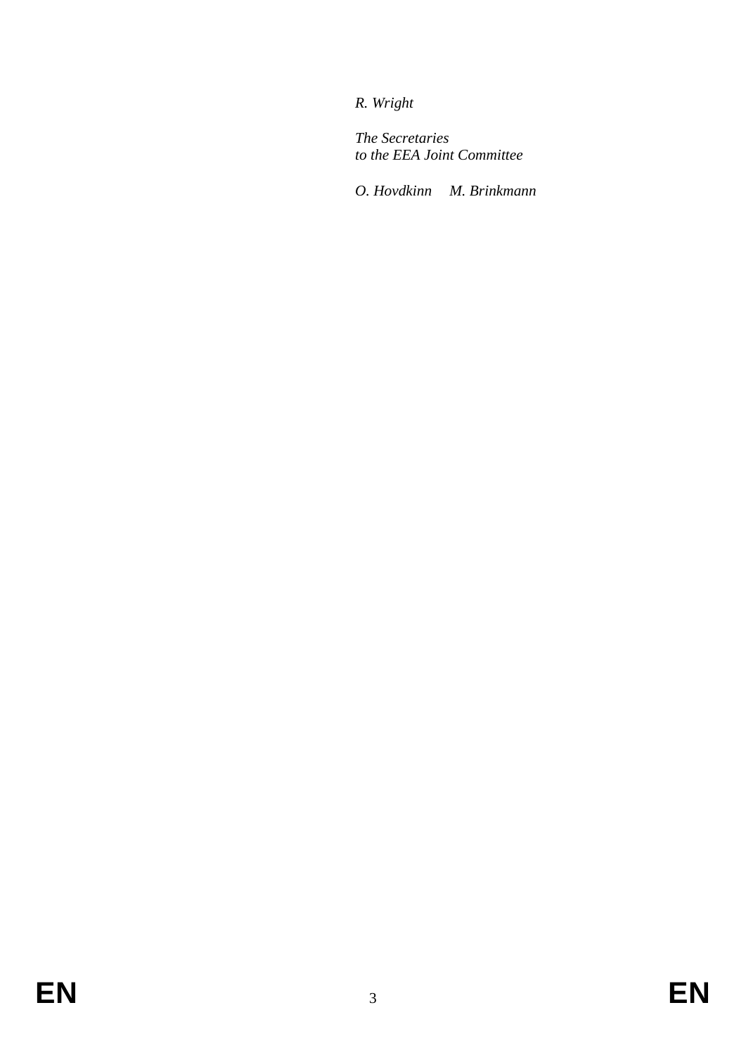*R. Wright*

*The Secretaries*
*to the EEA Joint Committee*

*O. Hovdkinn     M. Brinkmann*